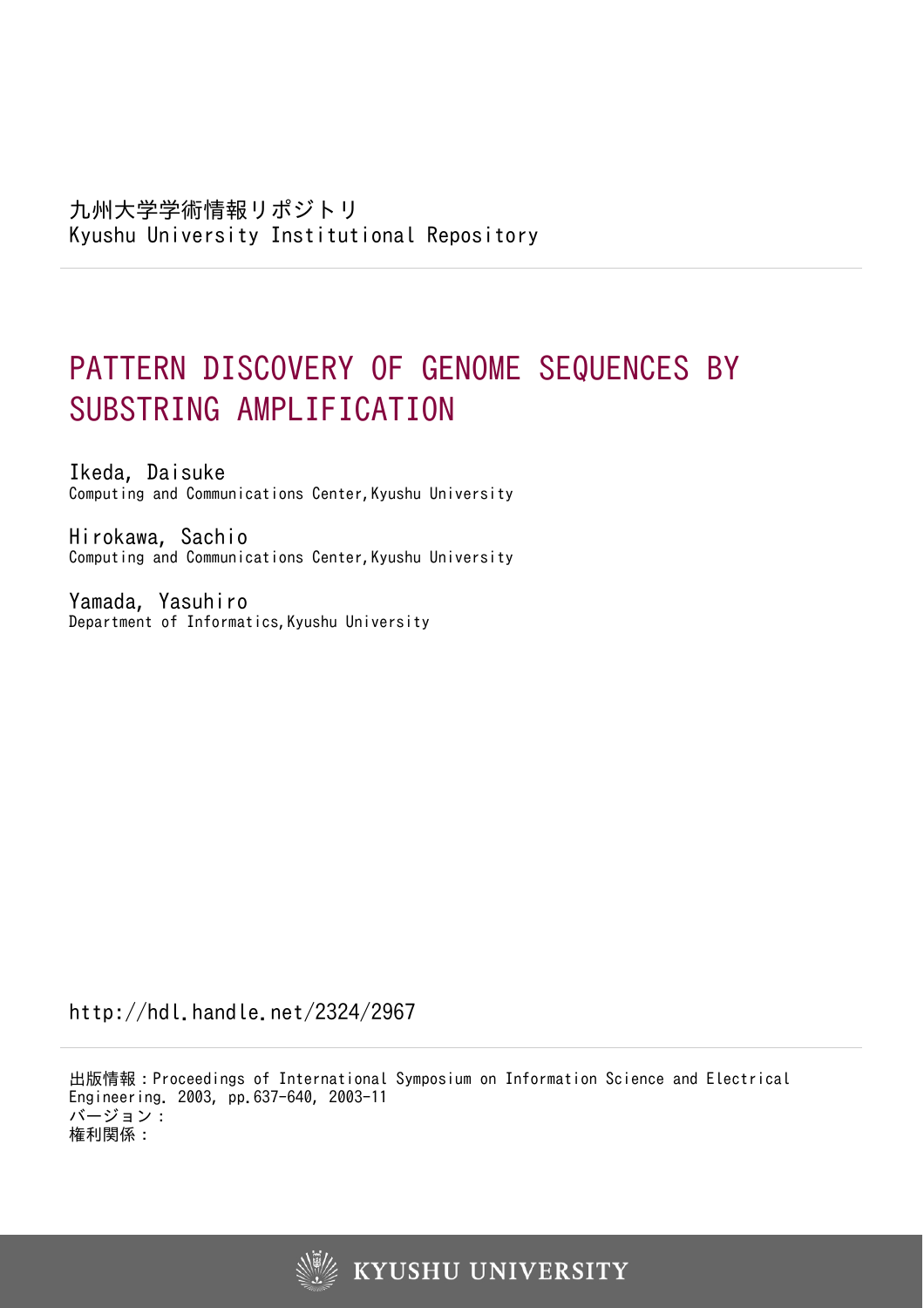九州大学学術情報リポジトリ
Kyushu University Institutional Repository

# PATTERN DISCOVERY OF GENOME SEQUENCES BY SUBSTRING AMPLIFICATION

Ikeda, Daisuke
Computing and Communications Center, Kyushu University

Hirokawa, Sachio
Computing and Communications Center, Kyushu University

Yamada, Yasuhiro
Department of Informatics, Kyushu University

http://hdl.handle.net/2324/2967

出版情報：Proceedings of International Symposium on Information Science and Electrical Engineering. 2003, pp.637-640, 2003-11
バージョン：
権利関係：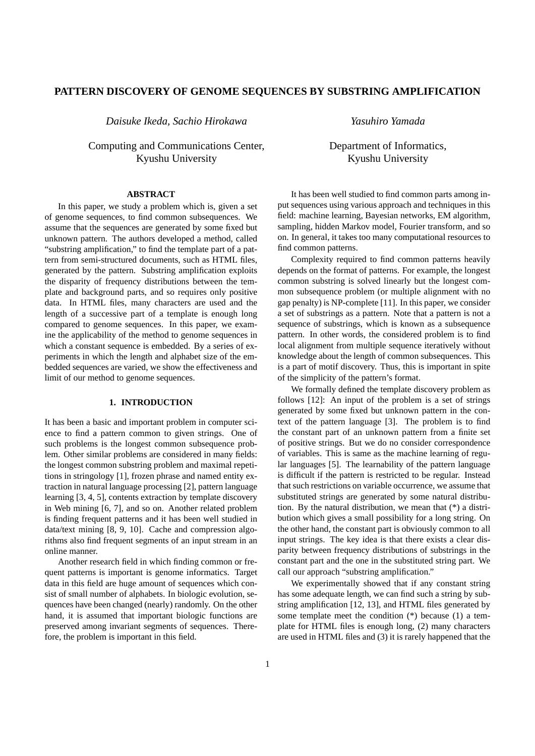# PATTERN DISCOVERY OF GENOME SEQUENCES BY SUBSTRING AMPLIFICATION

*Daisuke Ikeda, Sachio Hirokawa*

Computing and Communications Center,
Kyushu University

*Yasuhiro Yamada*

Department of Informatics,
Kyushu University

## ABSTRACT

In this paper, we study a problem which is, given a set of genome sequences, to find common subsequences. We assume that the sequences are generated by some fixed but unknown pattern. The authors developed a method, called "substring amplification," to find the template part of a pattern from semi-structured documents, such as HTML files, generated by the pattern. Substring amplification exploits the disparity of frequency distributions between the template and background parts, and so requires only positive data. In HTML files, many characters are used and the length of a successive part of a template is enough long compared to genome sequences. In this paper, we examine the applicability of the method to genome sequences in which a constant sequence is embedded. By a series of experiments in which the length and alphabet size of the embedded sequences are varied, we show the effectiveness and limit of our method to genome sequences.

## 1. INTRODUCTION

It has been a basic and important problem in computer science to find a pattern common to given strings. One of such problems is the longest common subsequence problem. Other similar problems are considered in many fields: the longest common substring problem and maximal repetitions in stringology [1], frozen phrase and named entity extraction in natural language processing [2], pattern language learning [3, 4, 5], contents extraction by template discovery in Web mining [6, 7], and so on. Another related problem is finding frequent patterns and it has been well studied in data/text mining [8, 9, 10]. Cache and compression algorithms also find frequent segments of an input stream in an online manner.

Another research field in which finding common or frequent patterns is important is genome informatics. Target data in this field are huge amount of sequences which consist of small number of alphabets. In biologic evolution, sequences have been changed (nearly) randomly. On the other hand, it is assumed that important biologic functions are preserved among invariant segments of sequences. Therefore, the problem is important in this field.

It has been well studied to find common parts among input sequences using various approach and techniques in this field: machine learning, Bayesian networks, EM algorithm, sampling, hidden Markov model, Fourier transform, and so on. In general, it takes too many computational resources to find common patterns.

Complexity required to find common patterns heavily depends on the format of patterns. For example, the longest common substring is solved linearly but the longest common subsequence problem (or multiple alignment with no gap penalty) is NP-complete [11]. In this paper, we consider a set of substrings as a pattern. Note that a pattern is not a sequence of substrings, which is known as a subsequence pattern. In other words, the considered problem is to find local alignment from multiple sequence iteratively without knowledge about the length of common subsequences. This is a part of motif discovery. Thus, this is important in spite of the simplicity of the pattern's format.

We formally defined the template discovery problem as follows [12]: An input of the problem is a set of strings generated by some fixed but unknown pattern in the context of the pattern language [3]. The problem is to find the constant part of an unknown pattern from a finite set of positive strings. But we do no consider correspondence of variables. This is same as the machine learning of regular languages [5]. The learnability of the pattern language is difficult if the pattern is restricted to be regular. Instead that such restrictions on variable occurrence, we assume that substituted strings are generated by some natural distribution. By the natural distribution, we mean that (*) a distribution which gives a small possibility for a long string. On the other hand, the constant part is obviously common to all input strings. The key idea is that there exists a clear disparity between frequency distributions of substrings in the constant part and the one in the substituted string part. We call our approach "substring amplification."

We experimentally showed that if any constant string has some adequate length, we can find such a string by substring amplification [12, 13], and HTML files generated by some template meet the condition (*) because (1) a template for HTML files is enough long, (2) many characters are used in HTML files and (3) it is rarely happened that the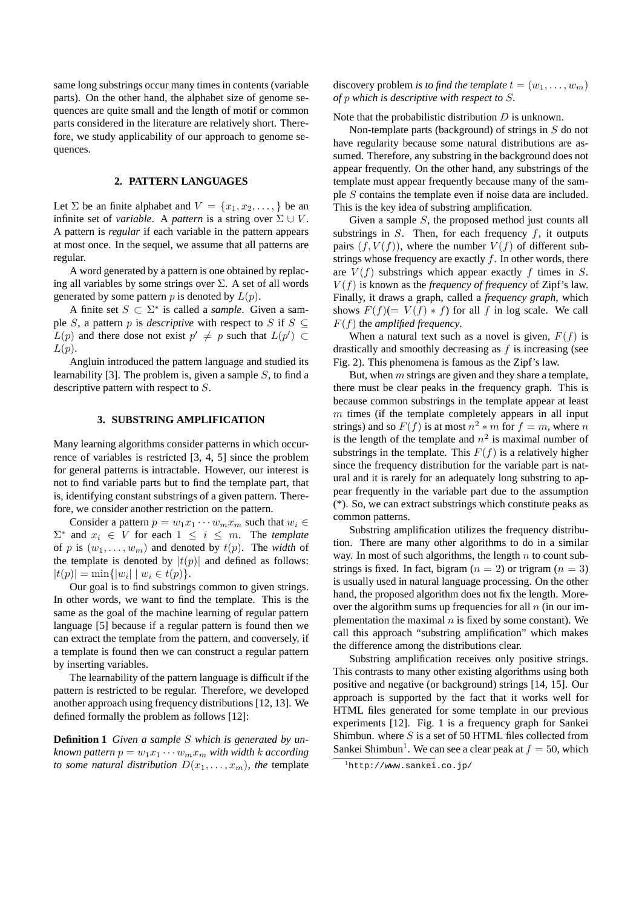same long substrings occur many times in contents (variable parts). On the other hand, the alphabet size of genome sequences are quite small and the length of motif or common parts considered in the literature are relatively short. Therefore, we study applicability of our approach to genome sequences.

## 2. PATTERN LANGUAGES

Let $\Sigma$ be an finite alphabet and $V = \{x_1, x_2, \ldots, \}$ be an infinite set of *variable*. A *pattern* is a string over $\Sigma \cup V$. A pattern is *regular* if each variable in the pattern appears at most once. In the sequel, we assume that all patterns are regular.

A word generated by a pattern is one obtained by replacing all variables by some strings over $\Sigma$. A set of all words generated by some pattern $p$ is denoted by $L(p)$.

A finite set $S \subset \Sigma^*$ is called a *sample*. Given a sample $S$, a pattern $p$ is *descriptive* with respect to $S$ if $S \subseteq L(p)$ and there dose not exist $p' \neq p$ such that $L(p') \subset L(p)$.

Angluin introduced the pattern language and studied its learnability [3]. The problem is, given a sample $S$, to find a descriptive pattern with respect to $S$.

## 3. SUBSTRING AMPLIFICATION

Many learning algorithms consider patterns in which occurrence of variables is restricted [3, 4, 5] since the problem for general patterns is intractable. However, our interest is not to find variable parts but to find the template part, that is, identifying constant substrings of a given pattern. Therefore, we consider another restriction on the pattern.

Consider a pattern $p = w_1x_1 \cdots w_mx_m$ such that $w_i \in \Sigma^*$ and $x_i \in V$ for each $1 \leq i \leq m$. The *template* of $p$ is $(w_1, \ldots, w_m)$ and denoted by $t(p)$. The *width* of the template is denoted by $|t(p)|$ and defined as follows: $|t(p)| = \min\{|w_i| \mid w_i \in t(p)\}$.

Our goal is to find substrings common to given strings. In other words, we want to find the template. This is the same as the goal of the machine learning of regular pattern language [5] because if a regular pattern is found then we can extract the template from the pattern, and conversely, if a template is found then we can construct a regular pattern by inserting variables.

The learnability of the pattern language is difficult if the pattern is restricted to be regular. Therefore, we developed another approach using frequency distributions [12, 13]. We defined formally the problem as follows [12]:

**Definition 1** *Given a sample $S$ which is generated by unknown pattern $p = w_1x_1 \cdots w_mx_m$ with width $k$ according to some natural distribution $D(x_1, \ldots, x_m)$, the* template discovery problem *is to find the template $t = (w_1, \ldots, w_m)$ of $p$ which is descriptive with respect to $S$.*

Note that the probabilistic distribution $D$ is unknown.

Non-template parts (background) of strings in $S$ do not have regularity because some natural distributions are assumed. Therefore, any substring in the background does not appear frequently. On the other hand, any substrings of the template must appear frequently because many of the sample $S$ contains the template even if noise data are included. This is the key idea of substring amplification.

Given a sample $S$, the proposed method just counts all substrings in $S$. Then, for each frequency $f$, it outputs pairs $(f, V(f))$, where the number $V(f)$ of different substrings whose frequency are exactly $f$. In other words, there are $V(f)$ substrings which appear exactly $f$ times in $S$. $V(f)$ is known as the *frequency of frequency* of Zipf's law. Finally, it draws a graph, called a *frequency graph*, which shows $F(f)(= V(f) * f)$ for all $f$ in log scale. We call $F(f)$ the *amplified frequency*.

When a natural text such as a novel is given, $F(f)$ is drastically and smoothly decreasing as $f$ is increasing (see Fig. 2). This phenomena is famous as the Zipf's law.

But, when $m$ strings are given and they share a template, there must be clear peaks in the frequency graph. This is because common substrings in the template appear at least $m$ times (if the template completely appears in all input strings) and so $F(f)$ is at most $n^2 * m$ for $f = m$, where $n$ is the length of the template and $n^2$ is maximal number of substrings in the template. This $F(f)$ is a relatively higher since the frequency distribution for the variable part is natural and it is rarely for an adequately long substring to appear frequently in the variable part due to the assumption (*). So, we can extract substrings which constitute peaks as common patterns.

Substring amplification utilizes the frequency distribution. There are many other algorithms to do in a similar way. In most of such algorithms, the length $n$ to count substrings is fixed. In fact, bigram ($n = 2$) or trigram ($n = 3$) is usually used in natural language processing. On the other hand, the proposed algorithm does not fix the length. Moreover the algorithm sums up frequencies for all $n$ (in our implementation the maximal $n$ is fixed by some constant). We call this approach "substring amplification" which makes the difference among the distributions clear.

Substring amplification receives only positive strings. This contrasts to many other existing algorithms using both positive and negative (or background) strings [14, 15]. Our approach is supported by the fact that it works well for HTML files generated for some template in our previous experiments [12]. Fig. 1 is a frequency graph for Sankei Shimbun. where $S$ is a set of 50 HTML files collected from Sankei Shimbun[1]. We can see a clear peak at $f = 50$, which

[1] http://www.sankei.co.jp/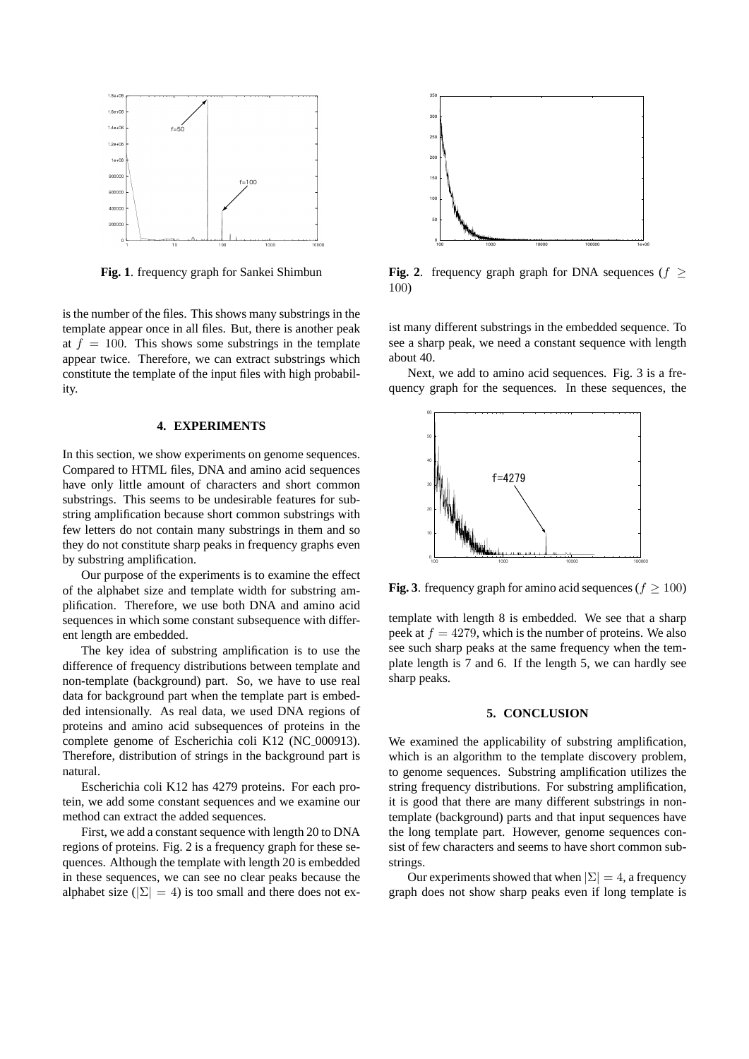**Fig. 1**. frequency graph for Sankei Shimbun

**Fig. 2**. frequency graph graph for DNA sequences ($f \geq 100$)

is the number of the files. This shows many substrings in the template appear once in all files. But, there is another peak at $f = 100$. This shows some substrings in the template appear twice. Therefore, we can extract substrings which constitute the template of the input files with high probability.

## 4. EXPERIMENTS

In this section, we show experiments on genome sequences. Compared to HTML files, DNA and amino acid sequences have only little amount of characters and short common substrings. This seems to be undesirable features for substring amplification because short common substrings with few letters do not contain many substrings in them and so they do not constitute sharp peaks in frequency graphs even by substring amplification.

Our purpose of the experiments is to examine the effect of the alphabet size and template width for substring amplification. Therefore, we use both DNA and amino acid sequences in which some constant subsequence with different length are embedded.

The key idea of substring amplification is to use the difference of frequency distributions between template and non-template (background) part. So, we have to use real data for background part when the template part is embedded intensionally. As real data, we used DNA regions of proteins and amino acid subsequences of proteins in the complete genome of Escherichia coli K12 (NC_000913). Therefore, distribution of strings in the background part is natural.

Escherichia coli K12 has 4279 proteins. For each protein, we add some constant sequences and we examine our method can extract the added sequences.

First, we add a constant sequence with length 20 to DNA regions of proteins. Fig. 2 is a frequency graph for these sequences. Although the template with length 20 is embedded in these sequences, we can see no clear peaks because the alphabet size ($|\Sigma| = 4$) is too small and there does not exist many different substrings in the embedded sequence. To see a sharp peak, we need a constant sequence with length about 40.

Next, we add to amino acid sequences. Fig. 3 is a frequency graph for the sequences. In these sequences, the template with length 8 is embedded. We see that a sharp peek at $f = 4279$, which is the number of proteins. We also see such sharp peaks at the same frequency when the template length is 7 and 6. If the length 5, we can hardly see sharp peaks.

**Fig. 3**. frequency graph for amino acid sequences ($f \geq 100$)

## 5. CONCLUSION

We examined the applicability of substring amplification, which is an algorithm to the template discovery problem, to genome sequences. Substring amplification utilizes the string frequency distributions. For substring amplification, it is good that there are many different substrings in non-template (background) parts and that input sequences have the long template part. However, genome sequences consist of few characters and seems to have short common substrings.

Our experiments showed that when $|\Sigma| = 4$, a frequency graph does not show sharp peaks even if long template is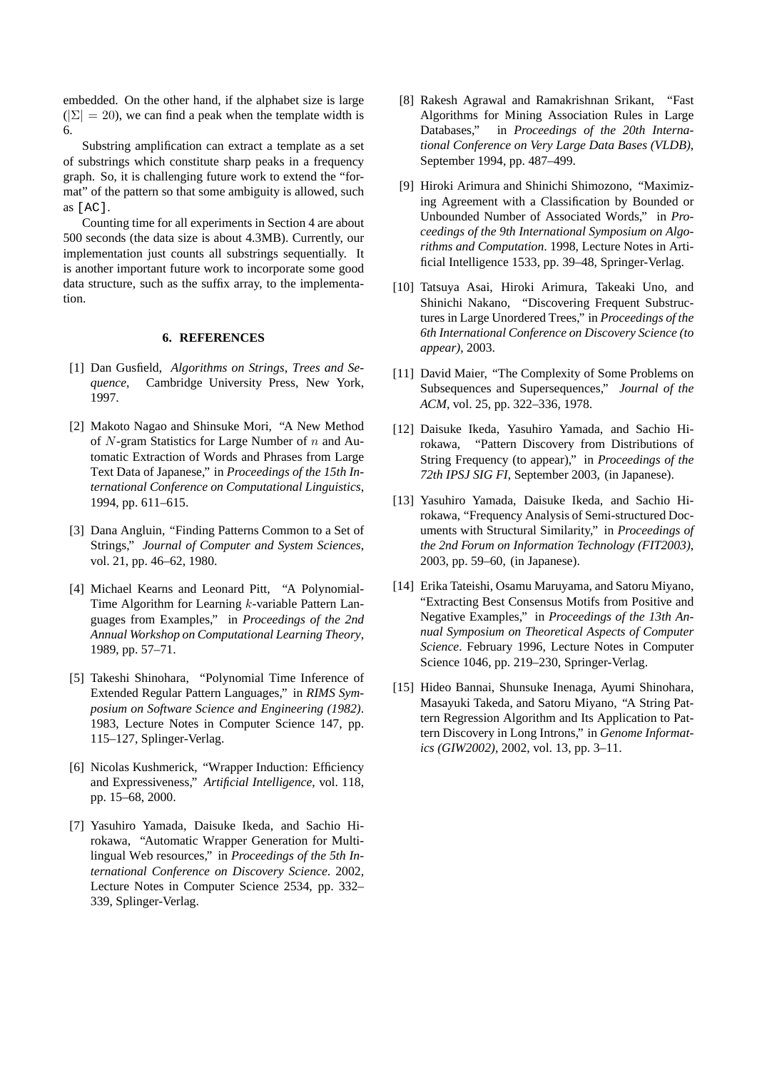embedded. On the other hand, if the alphabet size is large ($|\Sigma| = 20$), we can find a peak when the template width is 6.

Substring amplification can extract a template as a set of substrings which constitute sharp peaks in a frequency graph. So, it is challenging future work to extend the "format" of the pattern so that some ambiguity is allowed, such as `[AC]`.

Counting time for all experiments in Section 4 are about 500 seconds (the data size is about 4.3MB). Currently, our implementation just counts all substrings sequentially. It is another important future work to incorporate some good data structure, such as the suffix array, to the implementation.

## 6. REFERENCES

[1] Dan Gusfield, *Algorithms on Strings, Trees and Sequence*, Cambridge University Press, New York, 1997.

[2] Makoto Nagao and Shinsuke Mori, "A New Method of $N$-gram Statistics for Large Number of $n$ and Automatic Extraction of Words and Phrases from Large Text Data of Japanese," in *Proceedings of the 15th International Conference on Computational Linguistics*, 1994, pp. 611–615.

[3] Dana Angluin, "Finding Patterns Common to a Set of Strings," *Journal of Computer and System Sciences*, vol. 21, pp. 46–62, 1980.

[4] Michael Kearns and Leonard Pitt, "A Polynomial-Time Algorithm for Learning $k$-variable Pattern Languages from Examples," in *Proceedings of the 2nd Annual Workshop on Computational Learning Theory*, 1989, pp. 57–71.

[5] Takeshi Shinohara, "Polynomial Time Inference of Extended Regular Pattern Languages," in *RIMS Symposium on Software Science and Engineering (1982)*. 1983, Lecture Notes in Computer Science 147, pp. 115–127, Splinger-Verlag.

[6] Nicolas Kushmerick, "Wrapper Induction: Efficiency and Expressiveness," *Artificial Intelligence*, vol. 118, pp. 15–68, 2000.

[7] Yasuhiro Yamada, Daisuke Ikeda, and Sachio Hirokawa, "Automatic Wrapper Generation for Multilingual Web resources," in *Proceedings of the 5th International Conference on Discovery Science*. 2002, Lecture Notes in Computer Science 2534, pp. 332–339, Splinger-Verlag.

[8] Rakesh Agrawal and Ramakrishnan Srikant, "Fast Algorithms for Mining Association Rules in Large Databases," in *Proceedings of the 20th International Conference on Very Large Data Bases (VLDB)*, September 1994, pp. 487–499.

[9] Hiroki Arimura and Shinichi Shimozono, "Maximizing Agreement with a Classification by Bounded or Unbounded Number of Associated Words," in *Proceedings of the 9th International Symposium on Algorithms and Computation*. 1998, Lecture Notes in Artificial Intelligence 1533, pp. 39–48, Springer-Verlag.

[10] Tatsuya Asai, Hiroki Arimura, Takeaki Uno, and Shinichi Nakano, "Discovering Frequent Substructures in Large Unordered Trees," in *Proceedings of the 6th International Conference on Discovery Science (to appear)*, 2003.

[11] David Maier, "The Complexity of Some Problems on Subsequences and Supersequences," *Journal of the ACM*, vol. 25, pp. 322–336, 1978.

[12] Daisuke Ikeda, Yasuhiro Yamada, and Sachio Hirokawa, "Pattern Discovery from Distributions of String Frequency (to appear)," in *Proceedings of the 72th IPSJ SIG FI*, September 2003, (in Japanese).

[13] Yasuhiro Yamada, Daisuke Ikeda, and Sachio Hirokawa, "Frequency Analysis of Semi-structured Documents with Structural Similarity," in *Proceedings of the 2nd Forum on Information Technology (FIT2003)*, 2003, pp. 59–60, (in Japanese).

[14] Erika Tateishi, Osamu Maruyama, and Satoru Miyano, "Extracting Best Consensus Motifs from Positive and Negative Examples," in *Proceedings of the 13th Annual Symposium on Theoretical Aspects of Computer Science*. February 1996, Lecture Notes in Computer Science 1046, pp. 219–230, Springer-Verlag.

[15] Hideo Bannai, Shunsuke Inenaga, Ayumi Shinohara, Masayuki Takeda, and Satoru Miyano, "A String Pattern Regression Algorithm and Its Application to Pattern Discovery in Long Introns," in *Genome Informatics (GIW2002)*, 2002, vol. 13, pp. 3–11.